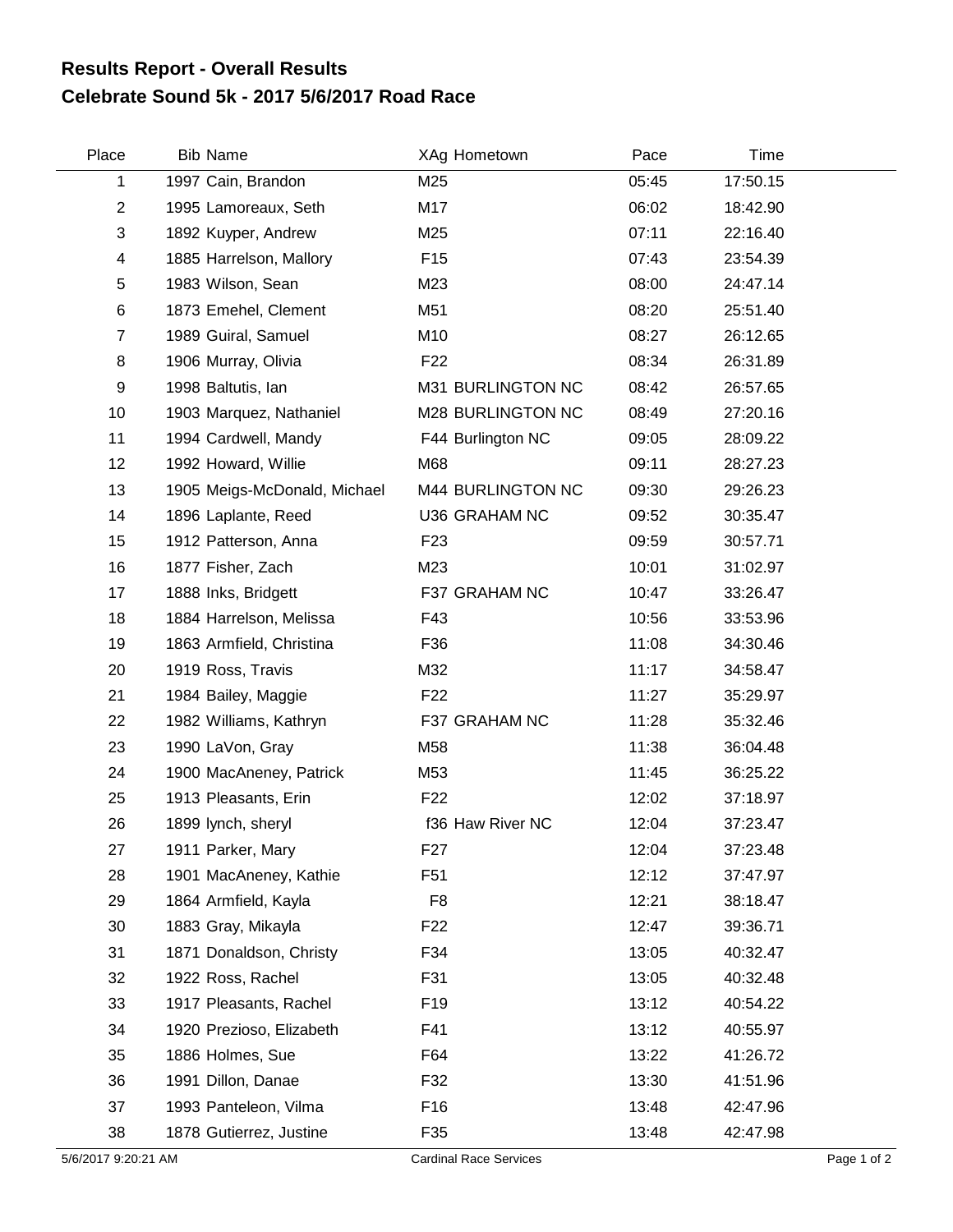## Results Report - Overall Results
## Celebrate Sound 5k - 2017 5/6/2017 Road Race

| Place | Bib | Name | XAg | Hometown | Pace | Time |
|---|---|---|---|---|---|---|
| 1 | 1997 | Cain, Brandon | M25 | | 05:45 | 17:50.15 |
| 2 | 1995 | Lamoreaux, Seth | M17 | | 06:02 | 18:42.90 |
| 3 | 1892 | Kuyper, Andrew | M25 | | 07:11 | 22:16.40 |
| 4 | 1885 | Harrelson, Mallory | F15 | | 07:43 | 23:54.39 |
| 5 | 1983 | Wilson, Sean | M23 | | 08:00 | 24:47.14 |
| 6 | 1873 | Emehel, Clement | M51 | | 08:20 | 25:51.40 |
| 7 | 1989 | Guiral, Samuel | M10 | | 08:27 | 26:12.65 |
| 8 | 1906 | Murray, Olivia | F22 | | 08:34 | 26:31.89 |
| 9 | 1998 | Baltutis, Ian | M31 | BURLINGTON NC | 08:42 | 26:57.65 |
| 10 | 1903 | Marquez, Nathaniel | M28 | BURLINGTON NC | 08:49 | 27:20.16 |
| 11 | 1994 | Cardwell, Mandy | F44 | Burlington NC | 09:05 | 28:09.22 |
| 12 | 1992 | Howard, Willie | M68 | | 09:11 | 28:27.23 |
| 13 | 1905 | Meigs-McDonald, Michael | M44 | BURLINGTON NC | 09:30 | 29:26.23 |
| 14 | 1896 | Laplante, Reed | U36 | GRAHAM NC | 09:52 | 30:35.47 |
| 15 | 1912 | Patterson, Anna | F23 | | 09:59 | 30:57.71 |
| 16 | 1877 | Fisher, Zach | M23 | | 10:01 | 31:02.97 |
| 17 | 1888 | Inks, Bridgett | F37 | GRAHAM NC | 10:47 | 33:26.47 |
| 18 | 1884 | Harrelson, Melissa | F43 | | 10:56 | 33:53.96 |
| 19 | 1863 | Armfield, Christina | F36 | | 11:08 | 34:30.46 |
| 20 | 1919 | Ross, Travis | M32 | | 11:17 | 34:58.47 |
| 21 | 1984 | Bailey, Maggie | F22 | | 11:27 | 35:29.97 |
| 22 | 1982 | Williams, Kathryn | F37 | GRAHAM NC | 11:28 | 35:32.46 |
| 23 | 1990 | LaVon, Gray | M58 | | 11:38 | 36:04.48 |
| 24 | 1900 | MacAneney, Patrick | M53 | | 11:45 | 36:25.22 |
| 25 | 1913 | Pleasants, Erin | F22 | | 12:02 | 37:18.97 |
| 26 | 1899 | lynch, sheryl | f36 | Haw River NC | 12:04 | 37:23.47 |
| 27 | 1911 | Parker, Mary | F27 | | 12:04 | 37:23.48 |
| 28 | 1901 | MacAneney, Kathie | F51 | | 12:12 | 37:47.97 |
| 29 | 1864 | Armfield, Kayla | F8 | | 12:21 | 38:18.47 |
| 30 | 1883 | Gray, Mikayla | F22 | | 12:47 | 39:36.71 |
| 31 | 1871 | Donaldson, Christy | F34 | | 13:05 | 40:32.47 |
| 32 | 1922 | Ross, Rachel | F31 | | 13:05 | 40:32.48 |
| 33 | 1917 | Pleasants, Rachel | F19 | | 13:12 | 40:54.22 |
| 34 | 1920 | Prezioso, Elizabeth | F41 | | 13:12 | 40:55.97 |
| 35 | 1886 | Holmes, Sue | F64 | | 13:22 | 41:26.72 |
| 36 | 1991 | Dillon, Danae | F32 | | 13:30 | 41:51.96 |
| 37 | 1993 | Panteleon, Vilma | F16 | | 13:48 | 42:47.96 |
| 38 | 1878 | Gutierrez, Justine | F35 | | 13:48 | 42:47.98 |

5/6/2017 9:20:21 AM Cardinal Race Services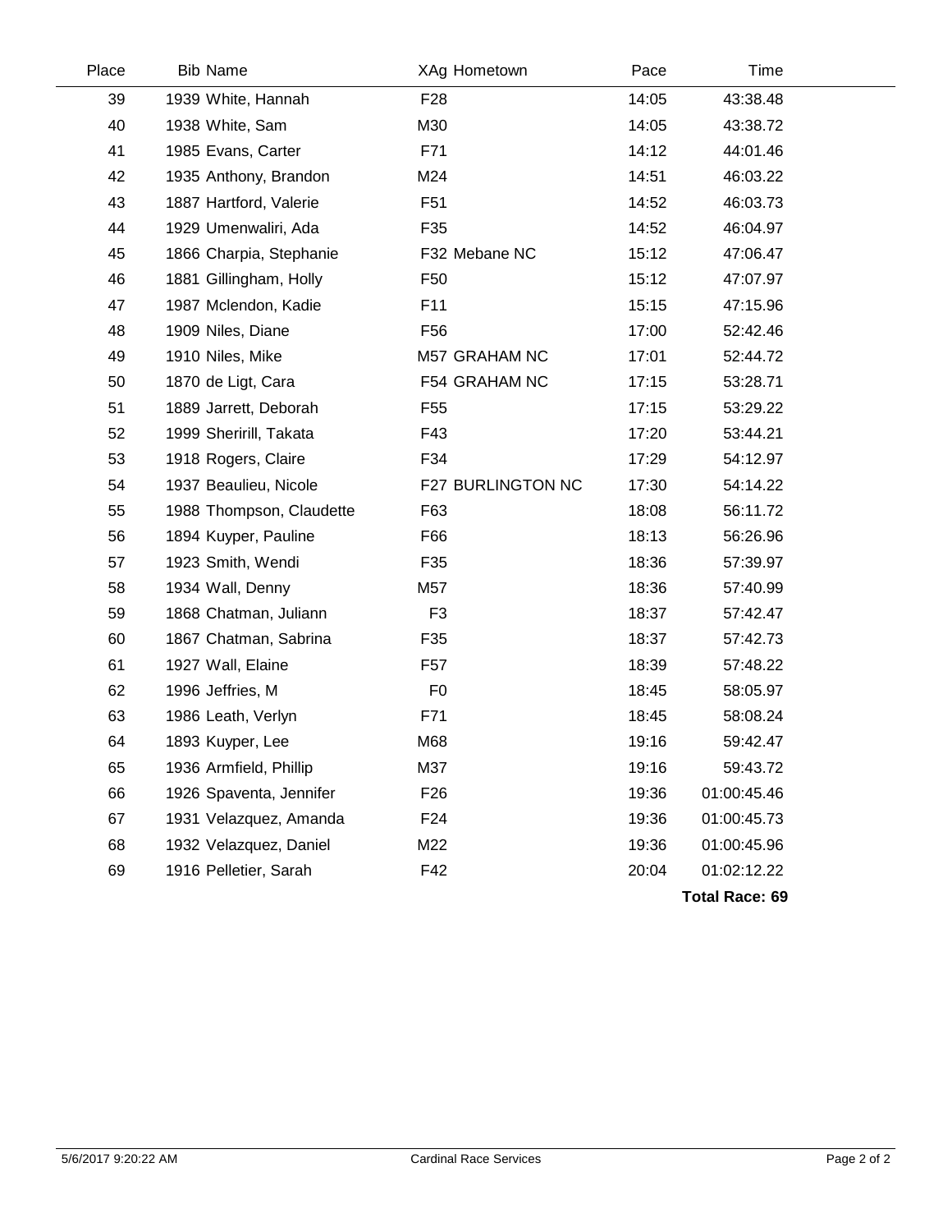| Place | Bib | Name | XAg | Hometown | Pace | Time |
|---|---|---|---|---|---|---|
| 39 | 1939 | White, Hannah | F28 | | 14:05 | 43:38.48 |
| 40 | 1938 | White, Sam | M30 | | 14:05 | 43:38.72 |
| 41 | 1985 | Evans, Carter | F71 | | 14:12 | 44:01.46 |
| 42 | 1935 | Anthony, Brandon | M24 | | 14:51 | 46:03.22 |
| 43 | 1887 | Hartford, Valerie | F51 | | 14:52 | 46:03.73 |
| 44 | 1929 | Umenwaliri, Ada | F35 | | 14:52 | 46:04.97 |
| 45 | 1866 | Charpia, Stephanie | F32 | Mebane NC | 15:12 | 47:06.47 |
| 46 | 1881 | Gillingham, Holly | F50 | | 15:12 | 47:07.97 |
| 47 | 1987 | Mclendon, Kadie | F11 | | 15:15 | 47:15.96 |
| 48 | 1909 | Niles, Diane | F56 | | 17:00 | 52:42.46 |
| 49 | 1910 | Niles, Mike | M57 | GRAHAM NC | 17:01 | 52:44.72 |
| 50 | 1870 | de Ligt, Cara | F54 | GRAHAM NC | 17:15 | 53:28.71 |
| 51 | 1889 | Jarrett, Deborah | F55 | | 17:15 | 53:29.22 |
| 52 | 1999 | Sheririll, Takata | F43 | | 17:20 | 53:44.21 |
| 53 | 1918 | Rogers, Claire | F34 | | 17:29 | 54:12.97 |
| 54 | 1937 | Beaulieu, Nicole | F27 | BURLINGTON NC | 17:30 | 54:14.22 |
| 55 | 1988 | Thompson, Claudette | F63 | | 18:08 | 56:11.72 |
| 56 | 1894 | Kuyper, Pauline | F66 | | 18:13 | 56:26.96 |
| 57 | 1923 | Smith, Wendi | F35 | | 18:36 | 57:39.97 |
| 58 | 1934 | Wall, Denny | M57 | | 18:36 | 57:40.99 |
| 59 | 1868 | Chatman, Juliann | F3 | | 18:37 | 57:42.47 |
| 60 | 1867 | Chatman, Sabrina | F35 | | 18:37 | 57:42.73 |
| 61 | 1927 | Wall, Elaine | F57 | | 18:39 | 57:48.22 |
| 62 | 1996 | Jeffries, M | F0 | | 18:45 | 58:05.97 |
| 63 | 1986 | Leath, Verlyn | F71 | | 18:45 | 58:08.24 |
| 64 | 1893 | Kuyper, Lee | M68 | | 19:16 | 59:42.47 |
| 65 | 1936 | Armfield, Phillip | M37 | | 19:16 | 59:43.72 |
| 66 | 1926 | Spaventa, Jennifer | F26 | | 19:36 | 01:00:45.46 |
| 67 | 1931 | Velazquez, Amanda | F24 | | 19:36 | 01:00:45.73 |
| 68 | 1932 | Velazquez, Daniel | M22 | | 19:36 | 01:00:45.96 |
| 69 | 1916 | Pelletier, Sarah | F42 | | 20:04 | 01:02:12.22 |

**Total Race: 69**

5/6/2017 9:20:22 AM Cardinal Race Services